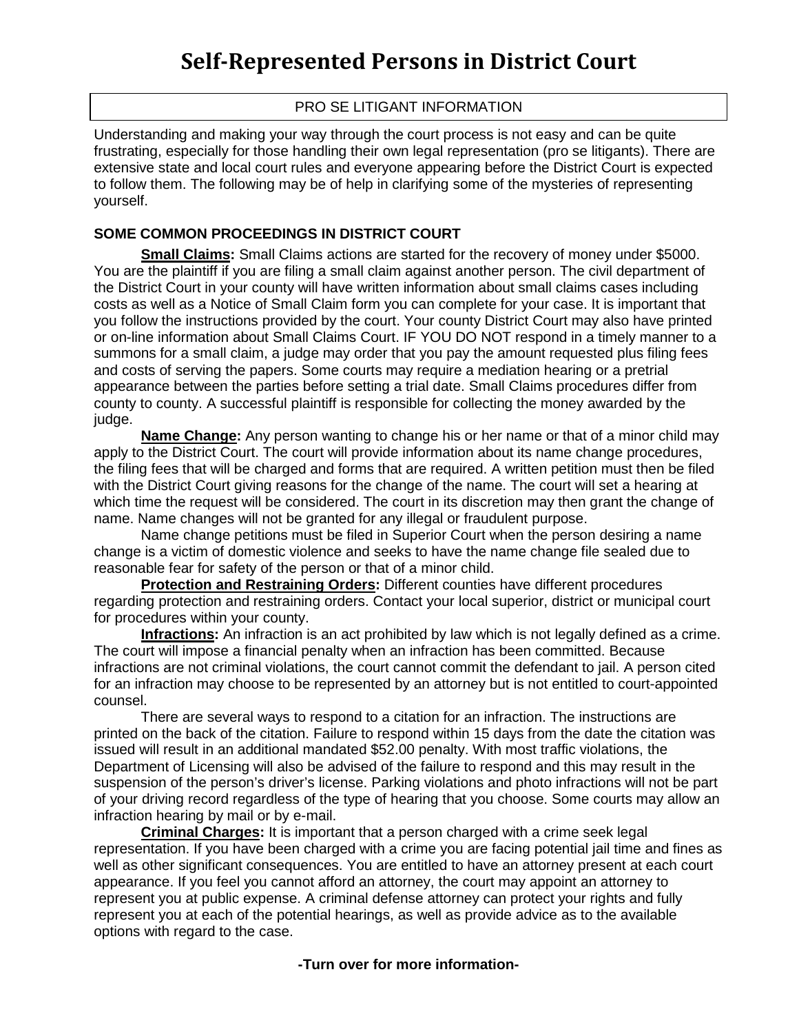# Self-Represented Persons in District Court

PRO SE LITIGANT INFORMATION

Understanding and making your way through the court process is not easy and can be quite frustrating, especially for those handling their own legal representation (pro se litigants). There are extensive state and local court rules and everyone appearing before the District Court is expected to follow them. The following may be of help in clarifying some of the mysteries of representing yourself.

**SOME COMMON PROCEEDINGS IN DISTRICT COURT**

**Small Claims:** Small Claims actions are started for the recovery of money under $5000. You are the plaintiff if you are filing a small claim against another person. The civil department of the District Court in your county will have written information about small claims cases including costs as well as a Notice of Small Claim form you can complete for your case. It is important that you follow the instructions provided by the court. Your county District Court may also have printed or on-line information about Small Claims Court. IF YOU DO NOT respond in a timely manner to a summons for a small claim, a judge may order that you pay the amount requested plus filing fees and costs of serving the papers. Some courts may require a mediation hearing or a pretrial appearance between the parties before setting a trial date. Small Claims procedures differ from county to county. A successful plaintiff is responsible for collecting the money awarded by the judge.

**Name Change:** Any person wanting to change his or her name or that of a minor child may apply to the District Court. The court will provide information about its name change procedures, the filing fees that will be charged and forms that are required. A written petition must then be filed with the District Court giving reasons for the change of the name. The court will set a hearing at which time the request will be considered. The court in its discretion may then grant the change of name. Name changes will not be granted for any illegal or fraudulent purpose.

Name change petitions must be filed in Superior Court when the person desiring a name change is a victim of domestic violence and seeks to have the name change file sealed due to reasonable fear for safety of the person or that of a minor child.

**Protection and Restraining Orders:** Different counties have different procedures regarding protection and restraining orders. Contact your local superior, district or municipal court for procedures within your county.

**Infractions:** An infraction is an act prohibited by law which is not legally defined as a crime. The court will impose a financial penalty when an infraction has been committed. Because infractions are not criminal violations, the court cannot commit the defendant to jail. A person cited for an infraction may choose to be represented by an attorney but is not entitled to court-appointed counsel.

There are several ways to respond to a citation for an infraction. The instructions are printed on the back of the citation. Failure to respond within 15 days from the date the citation was issued will result in an additional mandated $52.00 penalty. With most traffic violations, the Department of Licensing will also be advised of the failure to respond and this may result in the suspension of the person's driver's license. Parking violations and photo infractions will not be part of your driving record regardless of the type of hearing that you choose. Some courts may allow an infraction hearing by mail or by e-mail.

**Criminal Charges:** It is important that a person charged with a crime seek legal representation. If you have been charged with a crime you are facing potential jail time and fines as well as other significant consequences. You are entitled to have an attorney present at each court appearance. If you feel you cannot afford an attorney, the court may appoint an attorney to represent you at public expense. A criminal defense attorney can protect your rights and fully represent you at each of the potential hearings, as well as provide advice as to the available options with regard to the case.

**-Turn over for more information-**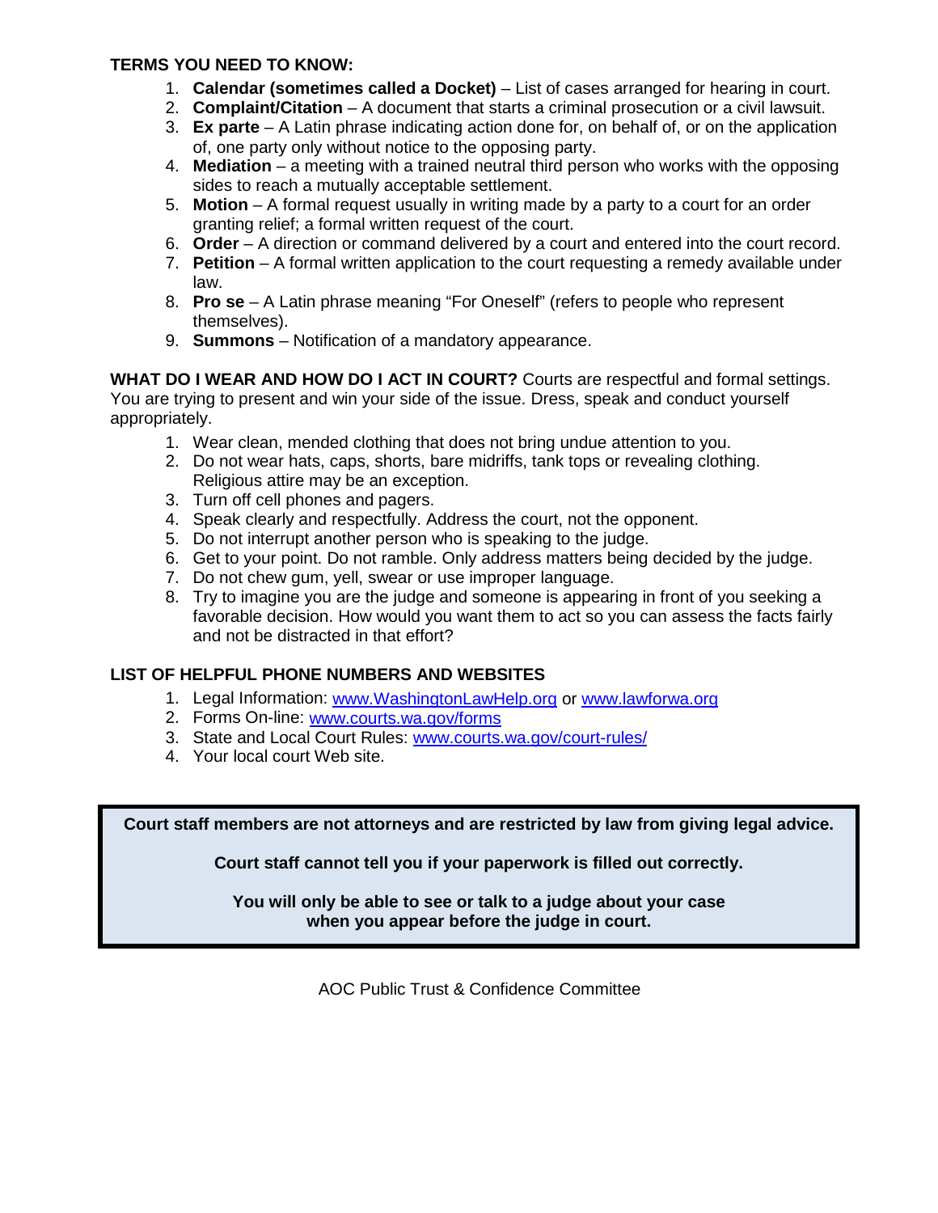**TERMS YOU NEED TO KNOW:**

1. **Calendar (sometimes called a Docket)** – List of cases arranged for hearing in court.
2. **Complaint/Citation** – A document that starts a criminal prosecution or a civil lawsuit.
3. **Ex parte** – A Latin phrase indicating action done for, on behalf of, or on the application of, one party only without notice to the opposing party.
4. **Mediation** – a meeting with a trained neutral third person who works with the opposing sides to reach a mutually acceptable settlement.
5. **Motion** – A formal request usually in writing made by a party to a court for an order granting relief; a formal written request of the court.
6. **Order** – A direction or command delivered by a court and entered into the court record.
7. **Petition** – A formal written application to the court requesting a remedy available under law.
8. **Pro se** – A Latin phrase meaning "For Oneself" (refers to people who represent themselves).
9. **Summons** – Notification of a mandatory appearance.

**WHAT DO I WEAR AND HOW DO I ACT IN COURT?** Courts are respectful and formal settings. You are trying to present and win your side of the issue. Dress, speak and conduct yourself appropriately.

1. Wear clean, mended clothing that does not bring undue attention to you.
2. Do not wear hats, caps, shorts, bare midriffs, tank tops or revealing clothing. Religious attire may be an exception.
3. Turn off cell phones and pagers.
4. Speak clearly and respectfully. Address the court, not the opponent.
5. Do not interrupt another person who is speaking to the judge.
6. Get to your point. Do not ramble. Only address matters being decided by the judge.
7. Do not chew gum, yell, swear or use improper language.
8. Try to imagine you are the judge and someone is appearing in front of you seeking a favorable decision. How would you want them to act so you can assess the facts fairly and not be distracted in that effort?

**LIST OF HELPFUL PHONE NUMBERS AND WEBSITES**

1. Legal Information: www.WashingtonLawHelp.org or www.lawforwa.org
2. Forms On-line: www.courts.wa.gov/forms
3. State and Local Court Rules: www.courts.wa.gov/court-rules/
4. Your local court Web site.

**Court staff members are not attorneys and are restricted by law from giving legal advice.**

**Court staff cannot tell you if your paperwork is filled out correctly.**

**You will only be able to see or talk to a judge about your case when you appear before the judge in court.**

AOC Public Trust & Confidence Committee